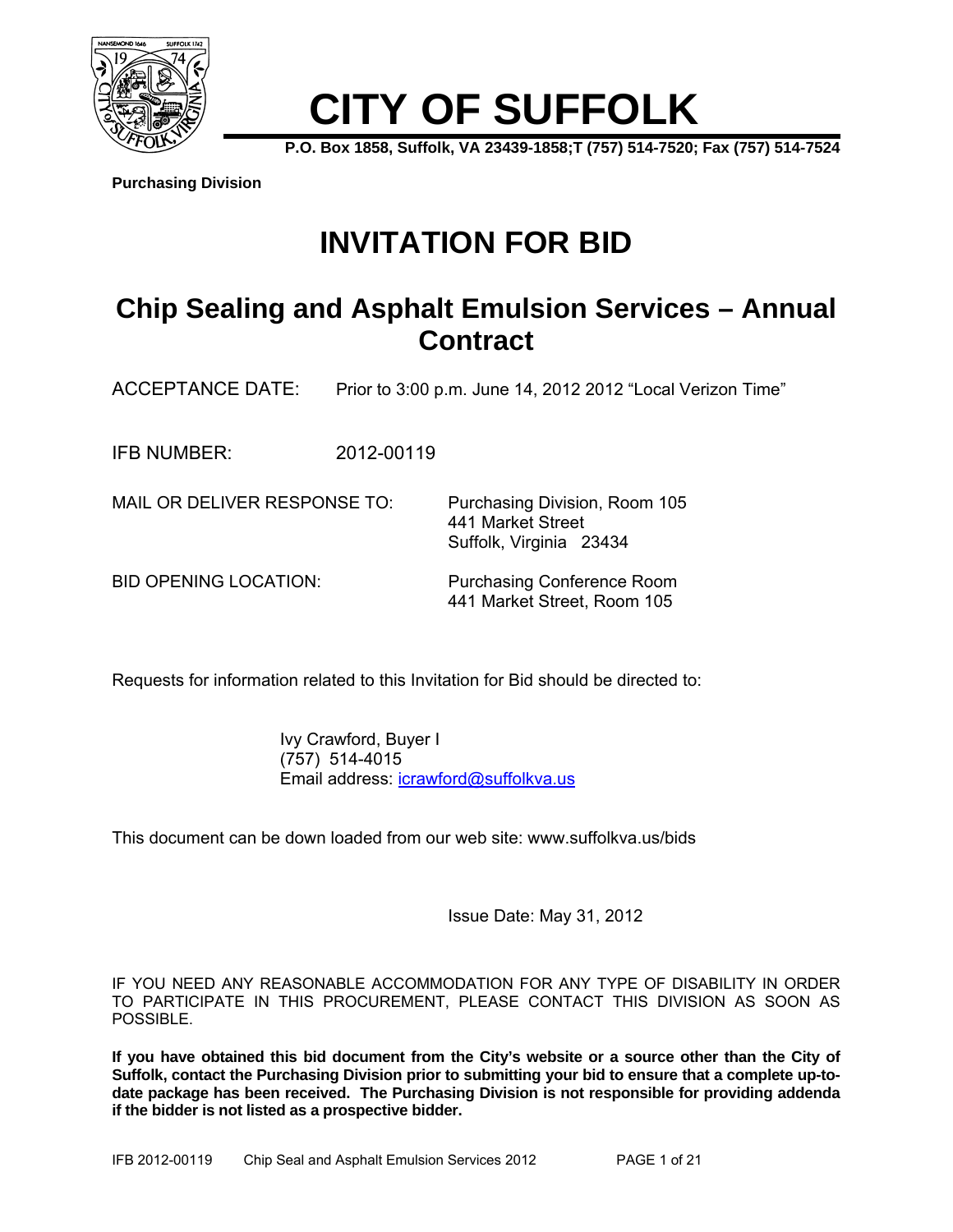# CITY OF SUFFOLK

**P.O. Box 1858, Suffolk, VA 23439-1858;T (757) 514-7520; Fax (757) 514-7524**

**Purchasing Division**

# INVITATION FOR BID

## Chip Sealing and Asphalt Emulsion Services – Annual Contract

ACCEPTANCE DATE: Prior to 3:00 p.m. June 14, 2012 2012 "Local Verizon Time"

IFB NUMBER: 2012-00119

MAIL OR DELIVER RESPONSE TO: Purchasing Division, Room 105
441 Market Street
Suffolk, Virginia 23434

BID OPENING LOCATION: Purchasing Conference Room
441 Market Street, Room 105

Requests for information related to this Invitation for Bid should be directed to:

Ivy Crawford, Buyer I
(757) 514-4015
Email address: icrawford@suffolkva.us

This document can be down loaded from our web site: www.suffolkva.us/bids

Issue Date: May 31, 2012

IF YOU NEED ANY REASONABLE ACCOMMODATION FOR ANY TYPE OF DISABILITY IN ORDER TO PARTICIPATE IN THIS PROCUREMENT, PLEASE CONTACT THIS DIVISION AS SOON AS POSSIBLE.

**If you have obtained this bid document from the City's website or a source other than the City of Suffolk, contact the Purchasing Division prior to submitting your bid to ensure that a complete up-to-date package has been received. The Purchasing Division is not responsible for providing addenda if the bidder is not listed as a prospective bidder.**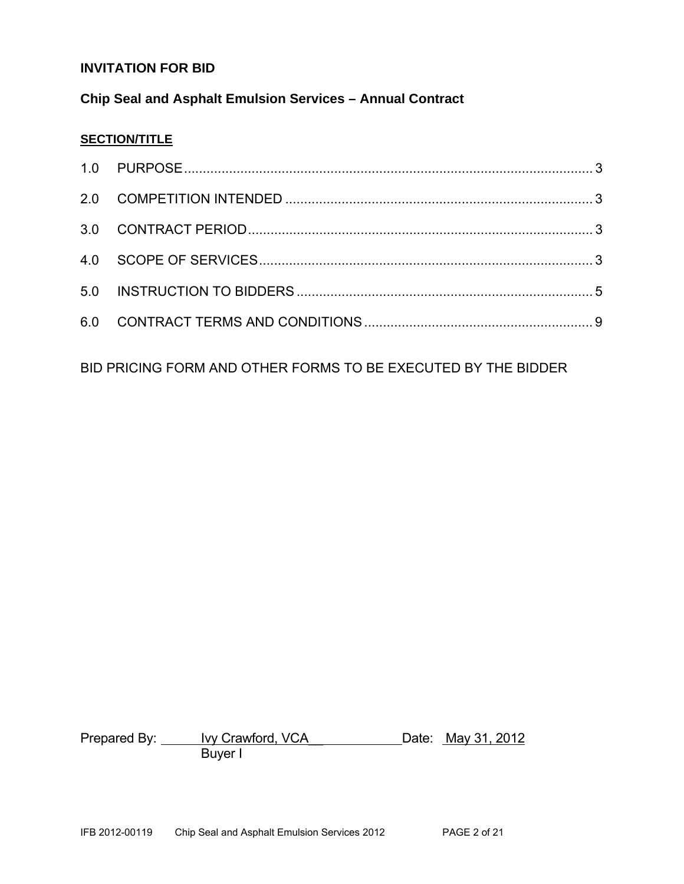**INVITATION FOR BID**

**Chip Seal and Asphalt Emulsion Services – Annual Contract**

**SECTION/TITLE**

| | | |
|---|---|---|
| 1.0 | PURPOSE | 3 |
| 2.0 | COMPETITION INTENDED | 3 |
| 3.0 | CONTRACT PERIOD | 3 |
| 4.0 | SCOPE OF SERVICES | 3 |
| 5.0 | INSTRUCTION TO BIDDERS | 5 |
| 6.0 | CONTRACT TERMS AND CONDITIONS | 9 |

BID PRICING FORM AND OTHER FORMS TO BE EXECUTED BY THE BIDDER

Prepared By: Ivy Crawford, VCA__ Date: May 31, 2012
Buyer I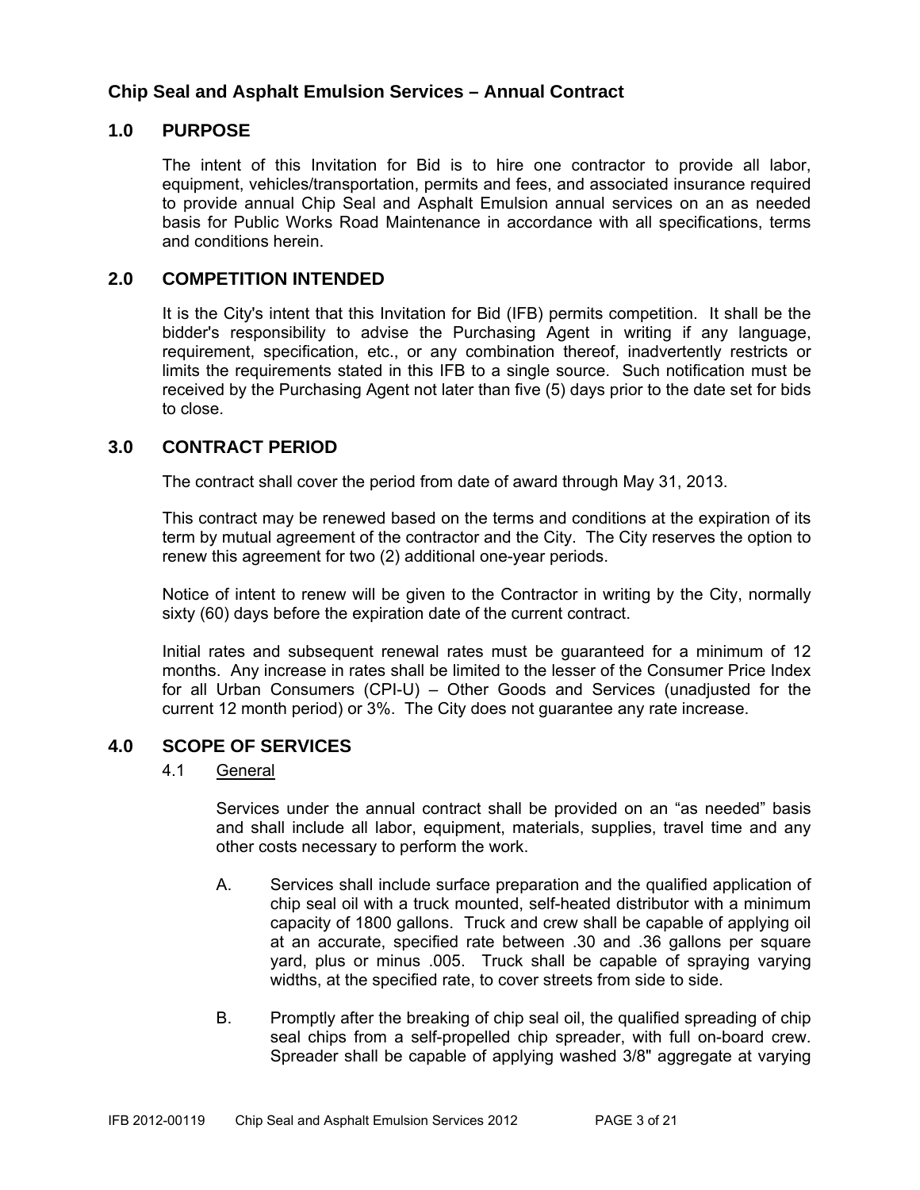## Chip Seal and Asphalt Emulsion Services – Annual Contract

## 1.0 PURPOSE

The intent of this Invitation for Bid is to hire one contractor to provide all labor, equipment, vehicles/transportation, permits and fees, and associated insurance required to provide annual Chip Seal and Asphalt Emulsion annual services on an as needed basis for Public Works Road Maintenance in accordance with all specifications, terms and conditions herein.

## 2.0 COMPETITION INTENDED

It is the City's intent that this Invitation for Bid (IFB) permits competition. It shall be the bidder's responsibility to advise the Purchasing Agent in writing if any language, requirement, specification, etc., or any combination thereof, inadvertently restricts or limits the requirements stated in this IFB to a single source. Such notification must be received by the Purchasing Agent not later than five (5) days prior to the date set for bids to close.

## 3.0 CONTRACT PERIOD

The contract shall cover the period from date of award through May 31, 2013.

This contract may be renewed based on the terms and conditions at the expiration of its term by mutual agreement of the contractor and the City. The City reserves the option to renew this agreement for two (2) additional one-year periods.

Notice of intent to renew will be given to the Contractor in writing by the City, normally sixty (60) days before the expiration date of the current contract.

Initial rates and subsequent renewal rates must be guaranteed for a minimum of 12 months. Any increase in rates shall be limited to the lesser of the Consumer Price Index for all Urban Consumers (CPI-U) – Other Goods and Services (unadjusted for the current 12 month period) or 3%. The City does not guarantee any rate increase.

## 4.0 SCOPE OF SERVICES

### 4.1 General

Services under the annual contract shall be provided on an "as needed" basis and shall include all labor, equipment, materials, supplies, travel time and any other costs necessary to perform the work.

A. Services shall include surface preparation and the qualified application of chip seal oil with a truck mounted, self-heated distributor with a minimum capacity of 1800 gallons. Truck and crew shall be capable of applying oil at an accurate, specified rate between .30 and .36 gallons per square yard, plus or minus .005. Truck shall be capable of spraying varying widths, at the specified rate, to cover streets from side to side.

B. Promptly after the breaking of chip seal oil, the qualified spreading of chip seal chips from a self-propelled chip spreader, with full on-board crew. Spreader shall be capable of applying washed 3/8" aggregate at varying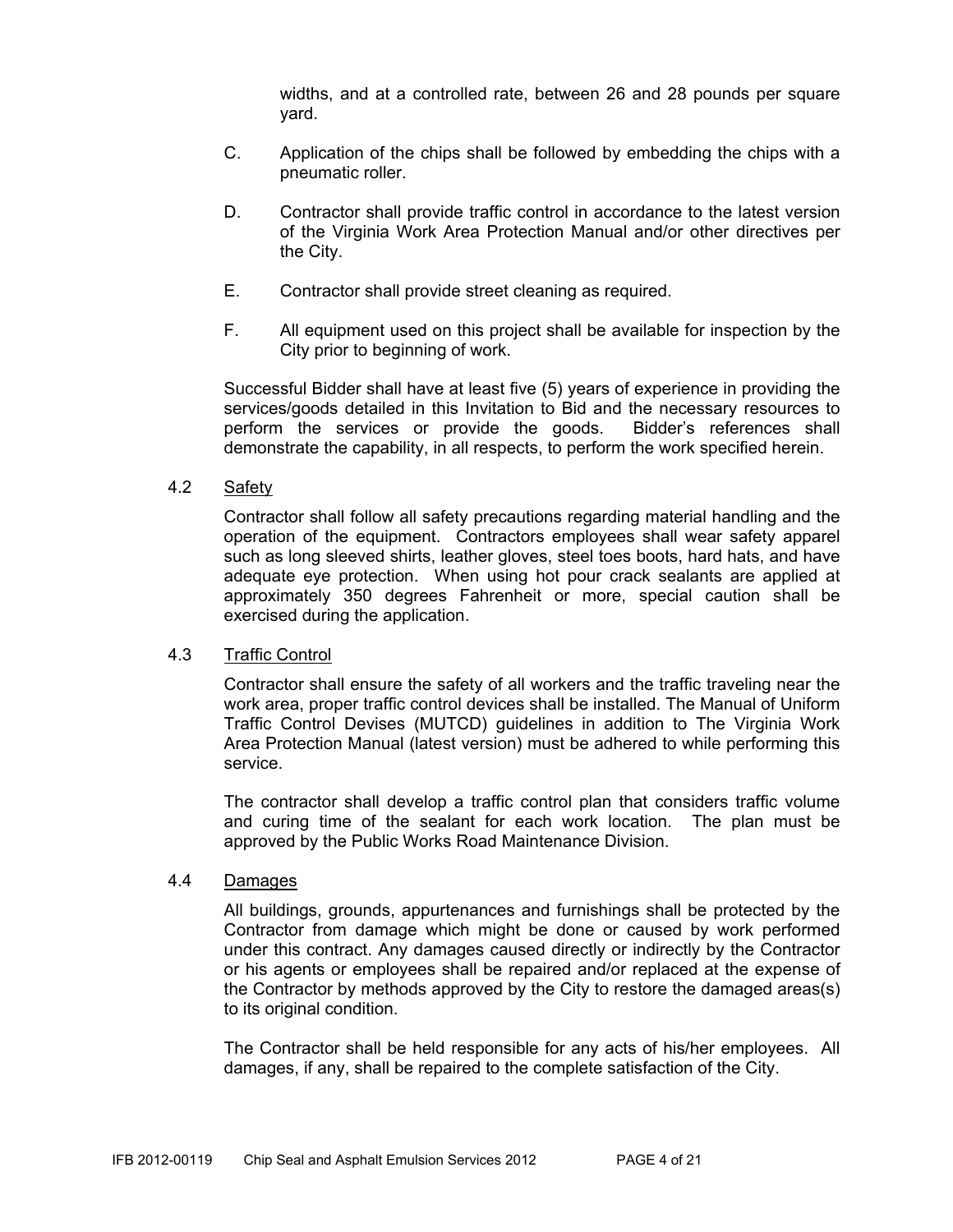widths, and at a controlled rate, between 26 and 28 pounds per square yard.

C. Application of the chips shall be followed by embedding the chips with a pneumatic roller.

D. Contractor shall provide traffic control in accordance to the latest version of the Virginia Work Area Protection Manual and/or other directives per the City.

E. Contractor shall provide street cleaning as required.

F. All equipment used on this project shall be available for inspection by the City prior to beginning of work.

Successful Bidder shall have at least five (5) years of experience in providing the services/goods detailed in this Invitation to Bid and the necessary resources to perform the services or provide the goods. Bidder's references shall demonstrate the capability, in all respects, to perform the work specified herein.

### 4.2 Safety

Contractor shall follow all safety precautions regarding material handling and the operation of the equipment. Contractors employees shall wear safety apparel such as long sleeved shirts, leather gloves, steel toes boots, hard hats, and have adequate eye protection. When using hot pour crack sealants are applied at approximately 350 degrees Fahrenheit or more, special caution shall be exercised during the application.

### 4.3 Traffic Control

Contractor shall ensure the safety of all workers and the traffic traveling near the work area, proper traffic control devices shall be installed. The Manual of Uniform Traffic Control Devises (MUTCD) guidelines in addition to The Virginia Work Area Protection Manual (latest version) must be adhered to while performing this service.

The contractor shall develop a traffic control plan that considers traffic volume and curing time of the sealant for each work location. The plan must be approved by the Public Works Road Maintenance Division.

### 4.4 Damages

All buildings, grounds, appurtenances and furnishings shall be protected by the Contractor from damage which might be done or caused by work performed under this contract. Any damages caused directly or indirectly by the Contractor or his agents or employees shall be repaired and/or replaced at the expense of the Contractor by methods approved by the City to restore the damaged areas(s) to its original condition.

The Contractor shall be held responsible for any acts of his/her employees. All damages, if any, shall be repaired to the complete satisfaction of the City.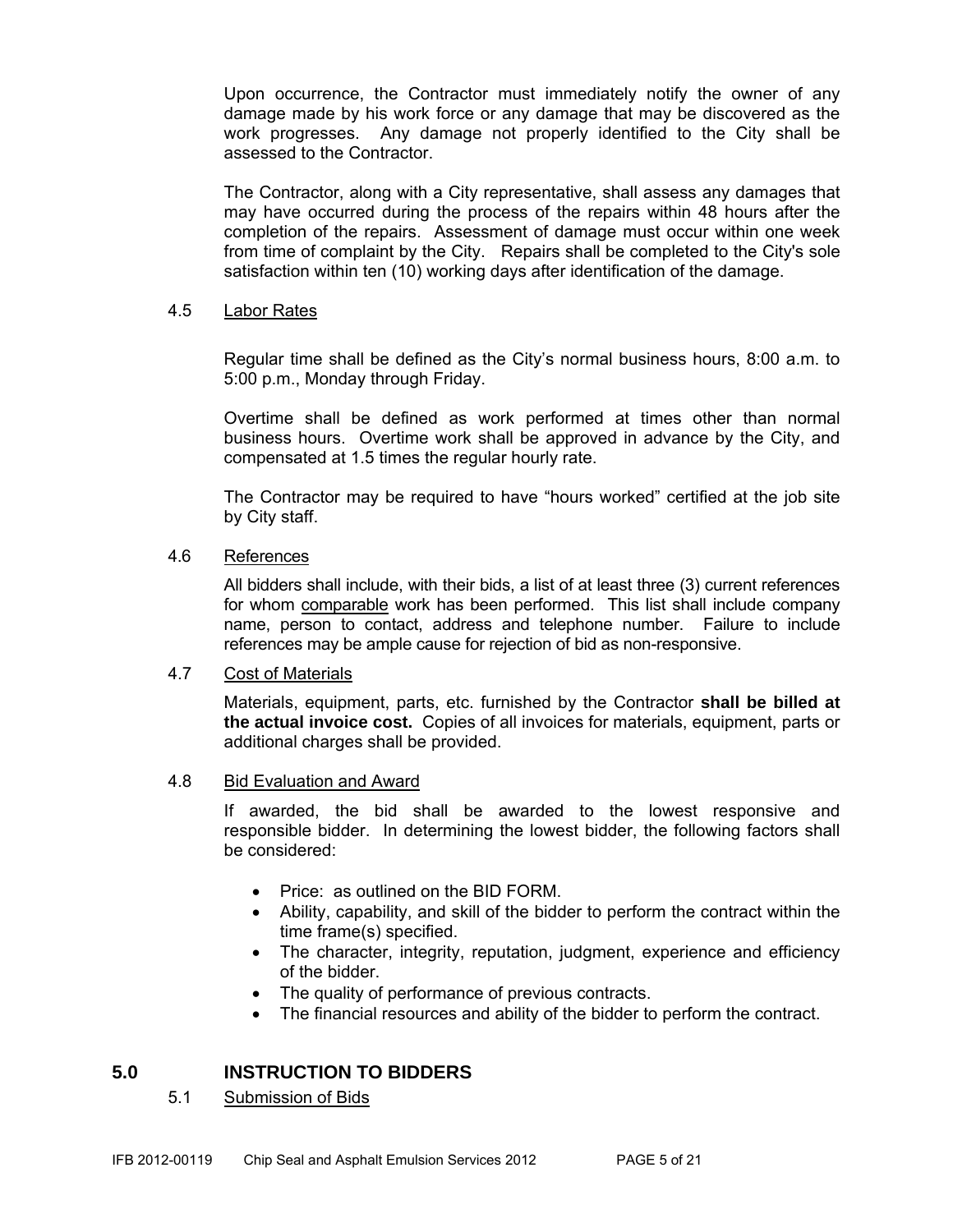Upon occurrence, the Contractor must immediately notify the owner of any damage made by his work force or any damage that may be discovered as the work progresses. Any damage not properly identified to the City shall be assessed to the Contractor.

The Contractor, along with a City representative, shall assess any damages that may have occurred during the process of the repairs within 48 hours after the completion of the repairs. Assessment of damage must occur within one week from time of complaint by the City. Repairs shall be completed to the City's sole satisfaction within ten (10) working days after identification of the damage.

### 4.5 Labor Rates

Regular time shall be defined as the City's normal business hours, 8:00 a.m. to 5:00 p.m., Monday through Friday.

Overtime shall be defined as work performed at times other than normal business hours. Overtime work shall be approved in advance by the City, and compensated at 1.5 times the regular hourly rate.

The Contractor may be required to have "hours worked" certified at the job site by City staff.

### 4.6 References

All bidders shall include, with their bids, a list of at least three (3) current references for whom comparable work has been performed. This list shall include company name, person to contact, address and telephone number. Failure to include references may be ample cause for rejection of bid as non-responsive.

### 4.7 Cost of Materials

Materials, equipment, parts, etc. furnished by the Contractor **shall be billed at the actual invoice cost.** Copies of all invoices for materials, equipment, parts or additional charges shall be provided.

### 4.8 Bid Evaluation and Award

If awarded, the bid shall be awarded to the lowest responsive and responsible bidder. In determining the lowest bidder, the following factors shall be considered:

- Price: as outlined on the BID FORM.
- Ability, capability, and skill of the bidder to perform the contract within the time frame(s) specified.
- The character, integrity, reputation, judgment, experience and efficiency of the bidder.
- The quality of performance of previous contracts.
- The financial resources and ability of the bidder to perform the contract.

## 5.0 INSTRUCTION TO BIDDERS

### 5.1 Submission of Bids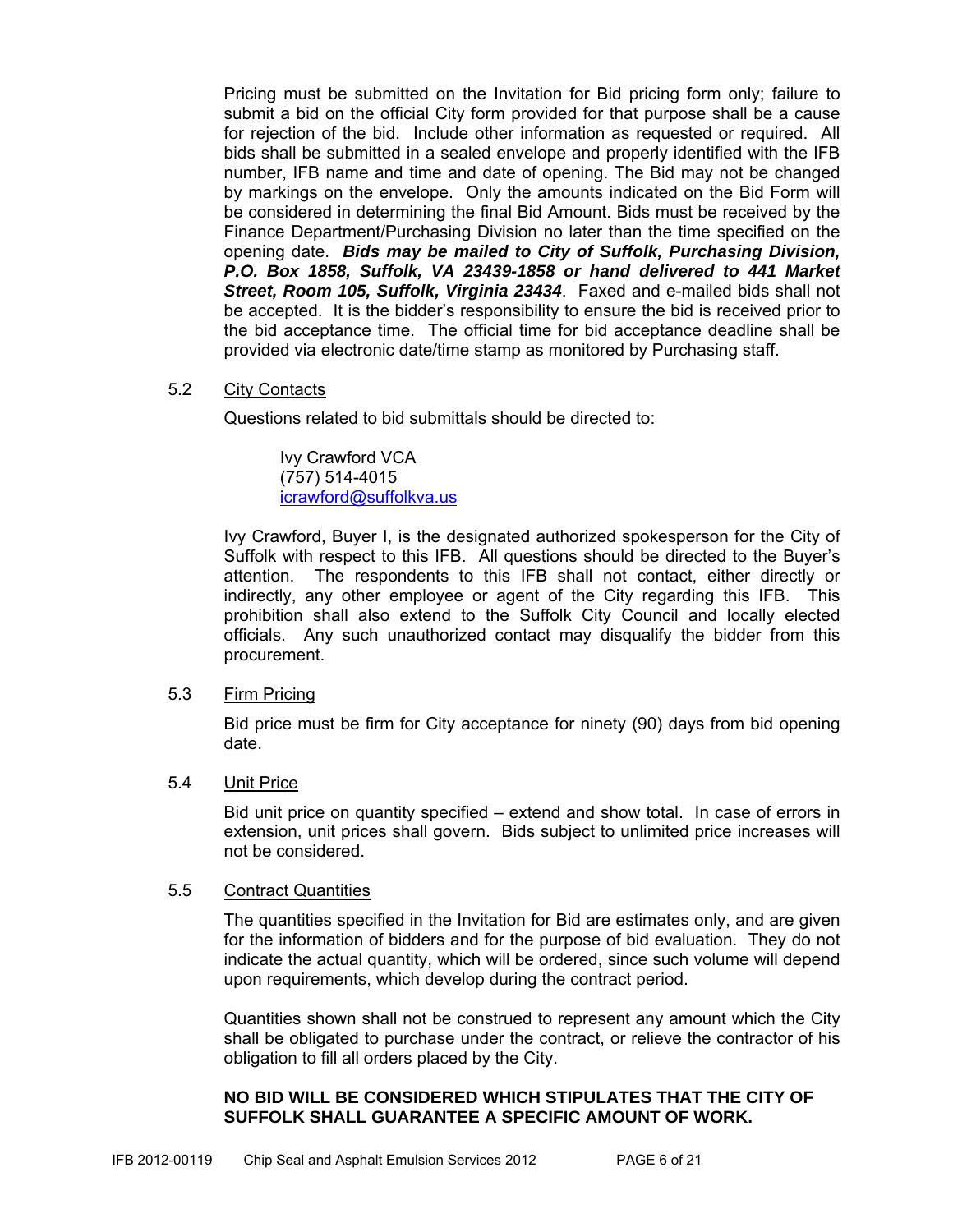Pricing must be submitted on the Invitation for Bid pricing form only; failure to submit a bid on the official City form provided for that purpose shall be a cause for rejection of the bid. Include other information as requested or required. All bids shall be submitted in a sealed envelope and properly identified with the IFB number, IFB name and time and date of opening. The Bid may not be changed by markings on the envelope. Only the amounts indicated on the Bid Form will be considered in determining the final Bid Amount. Bids must be received by the Finance Department/Purchasing Division no later than the time specified on the opening date. ***Bids may be mailed to City of Suffolk, Purchasing Division, P.O. Box 1858, Suffolk, VA 23439-1858 or hand delivered to 441 Market Street, Room 105, Suffolk, Virginia 23434***. Faxed and e-mailed bids shall not be accepted. It is the bidder's responsibility to ensure the bid is received prior to the bid acceptance time. The official time for bid acceptance deadline shall be provided via electronic date/time stamp as monitored by Purchasing staff.

## 5.2 City Contacts

Questions related to bid submittals should be directed to:

> Ivy Crawford VCA
> (757) 514-4015
> icrawford@suffolkva.us

Ivy Crawford, Buyer I, is the designated authorized spokesperson for the City of Suffolk with respect to this IFB. All questions should be directed to the Buyer's attention. The respondents to this IFB shall not contact, either directly or indirectly, any other employee or agent of the City regarding this IFB. This prohibition shall also extend to the Suffolk City Council and locally elected officials. Any such unauthorized contact may disqualify the bidder from this procurement.

## 5.3 Firm Pricing

Bid price must be firm for City acceptance for ninety (90) days from bid opening date.

## 5.4 Unit Price

Bid unit price on quantity specified – extend and show total. In case of errors in extension, unit prices shall govern. Bids subject to unlimited price increases will not be considered.

## 5.5 Contract Quantities

The quantities specified in the Invitation for Bid are estimates only, and are given for the information of bidders and for the purpose of bid evaluation. They do not indicate the actual quantity, which will be ordered, since such volume will depend upon requirements, which develop during the contract period.

Quantities shown shall not be construed to represent any amount which the City shall be obligated to purchase under the contract, or relieve the contractor of his obligation to fill all orders placed by the City.

**NO BID WILL BE CONSIDERED WHICH STIPULATES THAT THE CITY OF SUFFOLK SHALL GUARANTEE A SPECIFIC AMOUNT OF WORK.**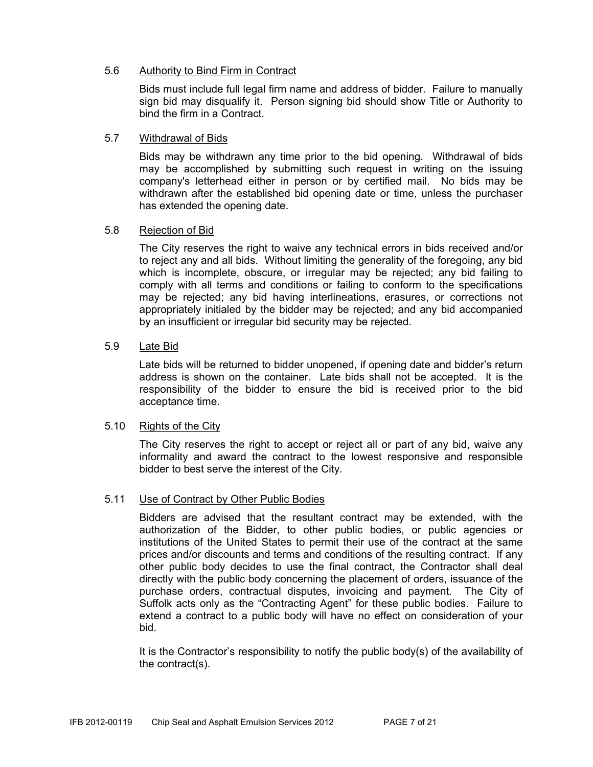### 5.6 Authority to Bind Firm in Contract

Bids must include full legal firm name and address of bidder. Failure to manually sign bid may disqualify it. Person signing bid should show Title or Authority to bind the firm in a Contract.

### 5.7 Withdrawal of Bids

Bids may be withdrawn any time prior to the bid opening. Withdrawal of bids may be accomplished by submitting such request in writing on the issuing company's letterhead either in person or by certified mail. No bids may be withdrawn after the established bid opening date or time, unless the purchaser has extended the opening date.

### 5.8 Rejection of Bid

The City reserves the right to waive any technical errors in bids received and/or to reject any and all bids. Without limiting the generality of the foregoing, any bid which is incomplete, obscure, or irregular may be rejected; any bid failing to comply with all terms and conditions or failing to conform to the specifications may be rejected; any bid having interlineations, erasures, or corrections not appropriately initialed by the bidder may be rejected; and any bid accompanied by an insufficient or irregular bid security may be rejected.

### 5.9 Late Bid

Late bids will be returned to bidder unopened, if opening date and bidder's return address is shown on the container. Late bids shall not be accepted. It is the responsibility of the bidder to ensure the bid is received prior to the bid acceptance time.

### 5.10 Rights of the City

The City reserves the right to accept or reject all or part of any bid, waive any informality and award the contract to the lowest responsive and responsible bidder to best serve the interest of the City.

### 5.11 Use of Contract by Other Public Bodies

Bidders are advised that the resultant contract may be extended, with the authorization of the Bidder, to other public bodies, or public agencies or institutions of the United States to permit their use of the contract at the same prices and/or discounts and terms and conditions of the resulting contract. If any other public body decides to use the final contract, the Contractor shall deal directly with the public body concerning the placement of orders, issuance of the purchase orders, contractual disputes, invoicing and payment. The City of Suffolk acts only as the "Contracting Agent" for these public bodies. Failure to extend a contract to a public body will have no effect on consideration of your bid.

It is the Contractor's responsibility to notify the public body(s) of the availability of the contract(s).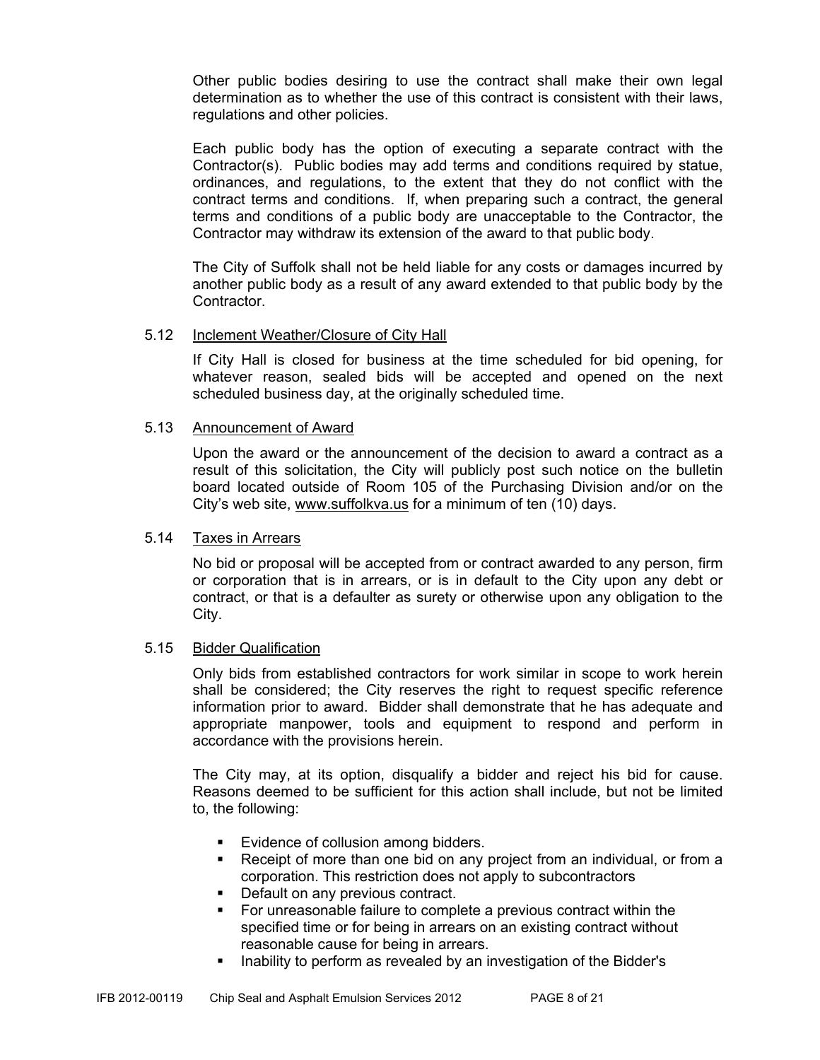Other public bodies desiring to use the contract shall make their own legal determination as to whether the use of this contract is consistent with their laws, regulations and other policies.

Each public body has the option of executing a separate contract with the Contractor(s). Public bodies may add terms and conditions required by statue, ordinances, and regulations, to the extent that they do not conflict with the contract terms and conditions. If, when preparing such a contract, the general terms and conditions of a public body are unacceptable to the Contractor, the Contractor may withdraw its extension of the award to that public body.

The City of Suffolk shall not be held liable for any costs or damages incurred by another public body as a result of any award extended to that public body by the Contractor.

### 5.12 Inclement Weather/Closure of City Hall

If City Hall is closed for business at the time scheduled for bid opening, for whatever reason, sealed bids will be accepted and opened on the next scheduled business day, at the originally scheduled time.

### 5.13 Announcement of Award

Upon the award or the announcement of the decision to award a contract as a result of this solicitation, the City will publicly post such notice on the bulletin board located outside of Room 105 of the Purchasing Division and/or on the City's web site, www.suffolkva.us for a minimum of ten (10) days.

### 5.14 Taxes in Arrears

No bid or proposal will be accepted from or contract awarded to any person, firm or corporation that is in arrears, or is in default to the City upon any debt or contract, or that is a defaulter as surety or otherwise upon any obligation to the City.

### 5.15 Bidder Qualification

Only bids from established contractors for work similar in scope to work herein shall be considered; the City reserves the right to request specific reference information prior to award. Bidder shall demonstrate that he has adequate and appropriate manpower, tools and equipment to respond and perform in accordance with the provisions herein.

The City may, at its option, disqualify a bidder and reject his bid for cause. Reasons deemed to be sufficient for this action shall include, but not be limited to, the following:

- Evidence of collusion among bidders.
- Receipt of more than one bid on any project from an individual, or from a corporation. This restriction does not apply to subcontractors
- Default on any previous contract.
- For unreasonable failure to complete a previous contract within the specified time or for being in arrears on an existing contract without reasonable cause for being in arrears.
- Inability to perform as revealed by an investigation of the Bidder's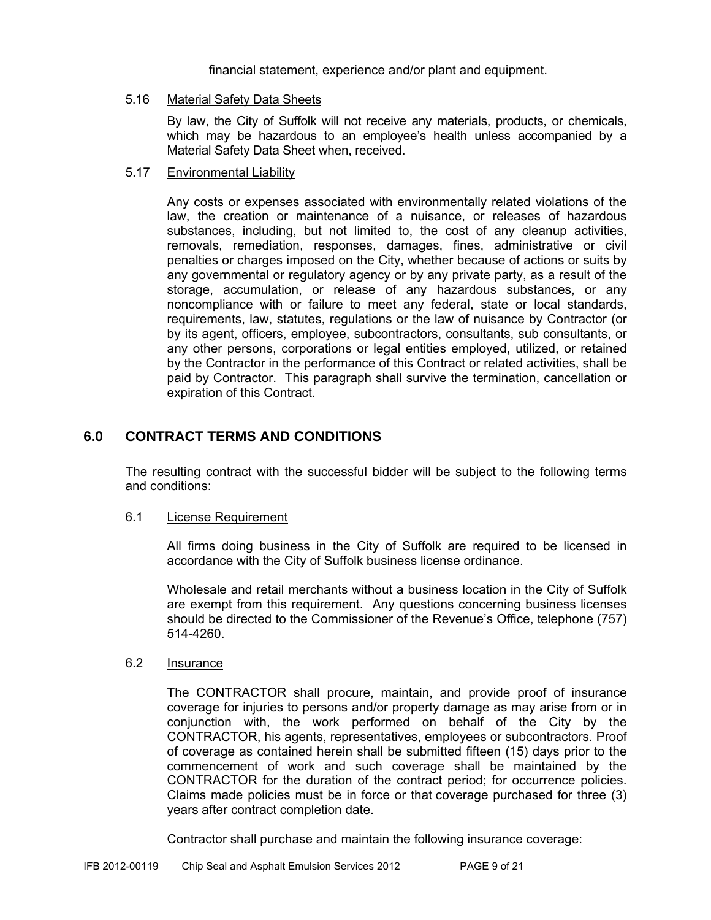financial statement, experience and/or plant and equipment.

### 5.16 Material Safety Data Sheets

By law, the City of Suffolk will not receive any materials, products, or chemicals, which may be hazardous to an employee's health unless accompanied by a Material Safety Data Sheet when, received.

### 5.17 Environmental Liability

Any costs or expenses associated with environmentally related violations of the law, the creation or maintenance of a nuisance, or releases of hazardous substances, including, but not limited to, the cost of any cleanup activities, removals, remediation, responses, damages, fines, administrative or civil penalties or charges imposed on the City, whether because of actions or suits by any governmental or regulatory agency or by any private party, as a result of the storage, accumulation, or release of any hazardous substances, or any noncompliance with or failure to meet any federal, state or local standards, requirements, law, statutes, regulations or the law of nuisance by Contractor (or by its agent, officers, employee, subcontractors, consultants, sub consultants, or any other persons, corporations or legal entities employed, utilized, or retained by the Contractor in the performance of this Contract or related activities, shall be paid by Contractor. This paragraph shall survive the termination, cancellation or expiration of this Contract.

## 6.0 CONTRACT TERMS AND CONDITIONS

The resulting contract with the successful bidder will be subject to the following terms and conditions:

### 6.1 License Requirement

All firms doing business in the City of Suffolk are required to be licensed in accordance with the City of Suffolk business license ordinance.

Wholesale and retail merchants without a business location in the City of Suffolk are exempt from this requirement. Any questions concerning business licenses should be directed to the Commissioner of the Revenue's Office, telephone (757) 514-4260.

### 6.2 Insurance

The CONTRACTOR shall procure, maintain, and provide proof of insurance coverage for injuries to persons and/or property damage as may arise from or in conjunction with, the work performed on behalf of the City by the CONTRACTOR, his agents, representatives, employees or subcontractors. Proof of coverage as contained herein shall be submitted fifteen (15) days prior to the commencement of work and such coverage shall be maintained by the CONTRACTOR for the duration of the contract period; for occurrence policies. Claims made policies must be in force or that coverage purchased for three (3) years after contract completion date.

Contractor shall purchase and maintain the following insurance coverage: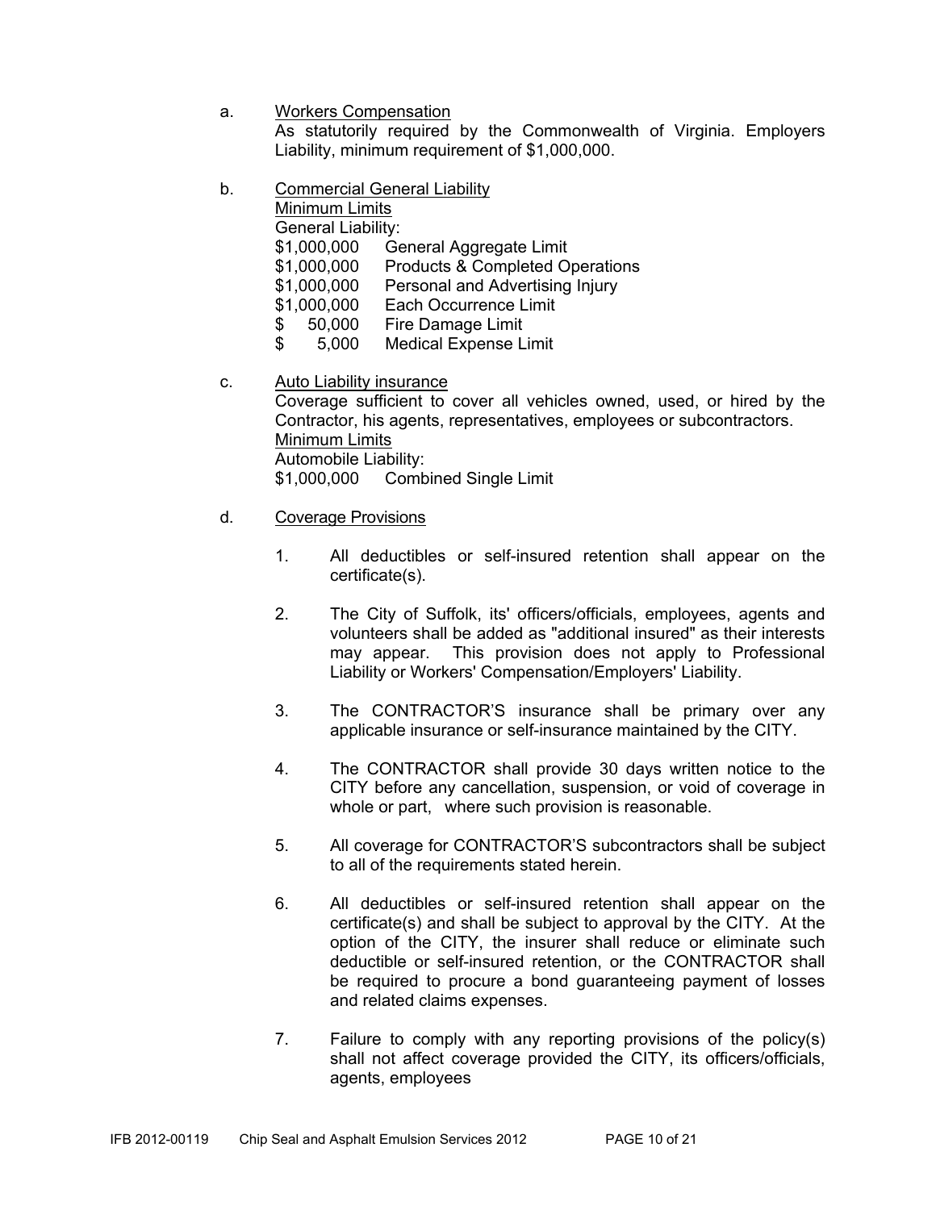a. Workers Compensation
   As statutorily required by the Commonwealth of Virginia. Employers Liability, minimum requirement of $1,000,000.

b. Commercial General Liability
   Minimum Limits
   General Liability:

   | | |
   |---|---|
   | $1,000,000 | General Aggregate Limit |
   | $1,000,000 | Products & Completed Operations |
   | $1,000,000 | Personal and Advertising Injury |
   | $1,000,000 | Each Occurrence Limit |
   | $ 50,000 | Fire Damage Limit |
   | $ 5,000 | Medical Expense Limit |

c. Auto Liability insurance
   Coverage sufficient to cover all vehicles owned, used, or hired by the Contractor, his agents, representatives, employees or subcontractors.
   Minimum Limits
   Automobile Liability:
   $1,000,000 Combined Single Limit

d. Coverage Provisions

   1. All deductibles or self-insured retention shall appear on the certificate(s).

   2. The City of Suffolk, its' officers/officials, employees, agents and volunteers shall be added as "additional insured" as their interests may appear. This provision does not apply to Professional Liability or Workers' Compensation/Employers' Liability.

   3. The CONTRACTOR'S insurance shall be primary over any applicable insurance or self-insurance maintained by the CITY.

   4. The CONTRACTOR shall provide 30 days written notice to the CITY before any cancellation, suspension, or void of coverage in whole or part, where such provision is reasonable.

   5. All coverage for CONTRACTOR'S subcontractors shall be subject to all of the requirements stated herein.

   6. All deductibles or self-insured retention shall appear on the certificate(s) and shall be subject to approval by the CITY. At the option of the CITY, the insurer shall reduce or eliminate such deductible or self-insured retention, or the CONTRACTOR shall be required to procure a bond guaranteeing payment of losses and related claims expenses.

   7. Failure to comply with any reporting provisions of the policy(s) shall not affect coverage provided the CITY, its officers/officials, agents, employees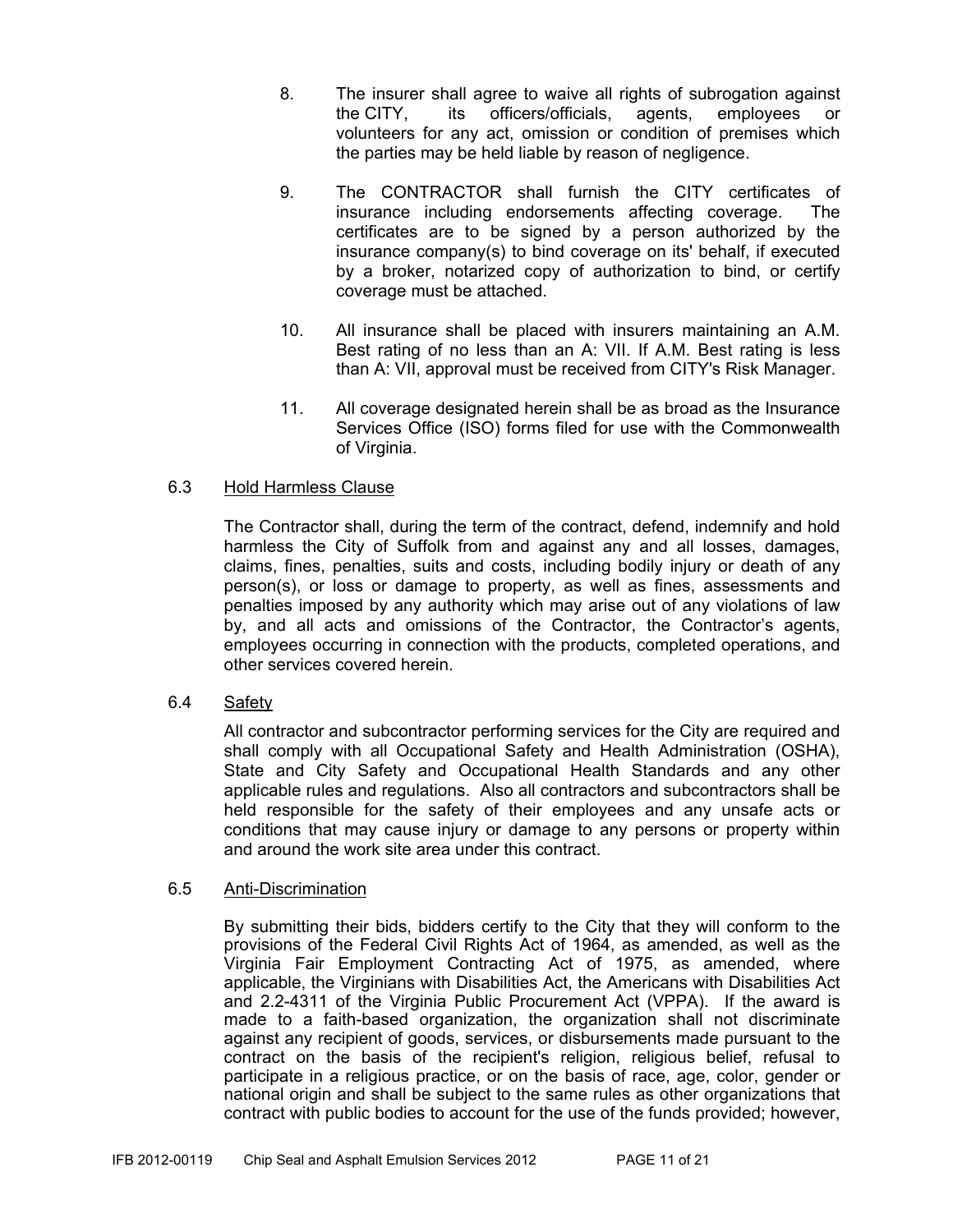8. The insurer shall agree to waive all rights of subrogation against the CITY, its officers/officials, agents, employees or volunteers for any act, omission or condition of premises which the parties may be held liable by reason of negligence.

9. The CONTRACTOR shall furnish the CITY certificates of insurance including endorsements affecting coverage. The certificates are to be signed by a person authorized by the insurance company(s) to bind coverage on its' behalf, if executed by a broker, notarized copy of authorization to bind, or certify coverage must be attached.

10. All insurance shall be placed with insurers maintaining an A.M. Best rating of no less than an A: VII. If A.M. Best rating is less than A: VII, approval must be received from CITY's Risk Manager.

11. All coverage designated herein shall be as broad as the Insurance Services Office (ISO) forms filed for use with the Commonwealth of Virginia.

### 6.3 <u>Hold Harmless Clause</u>

The Contractor shall, during the term of the contract, defend, indemnify and hold harmless the City of Suffolk from and against any and all losses, damages, claims, fines, penalties, suits and costs, including bodily injury or death of any person(s), or loss or damage to property, as well as fines, assessments and penalties imposed by any authority which may arise out of any violations of law by, and all acts and omissions of the Contractor, the Contractor's agents, employees occurring in connection with the products, completed operations, and other services covered herein.

### 6.4 <u>Safety</u>

All contractor and subcontractor performing services for the City are required and shall comply with all Occupational Safety and Health Administration (OSHA), State and City Safety and Occupational Health Standards and any other applicable rules and regulations. Also all contractors and subcontractors shall be held responsible for the safety of their employees and any unsafe acts or conditions that may cause injury or damage to any persons or property within and around the work site area under this contract.

### 6.5 <u>Anti-Discrimination</u>

By submitting their bids, bidders certify to the City that they will conform to the provisions of the Federal Civil Rights Act of 1964, as amended, as well as the Virginia Fair Employment Contracting Act of 1975, as amended, where applicable, the Virginians with Disabilities Act, the Americans with Disabilities Act and 2.2-4311 of the Virginia Public Procurement Act (VPPA). If the award is made to a faith-based organization, the organization shall not discriminate against any recipient of goods, services, or disbursements made pursuant to the contract on the basis of the recipient's religion, religious belief, refusal to participate in a religious practice, or on the basis of race, age, color, gender or national origin and shall be subject to the same rules as other organizations that contract with public bodies to account for the use of the funds provided; however,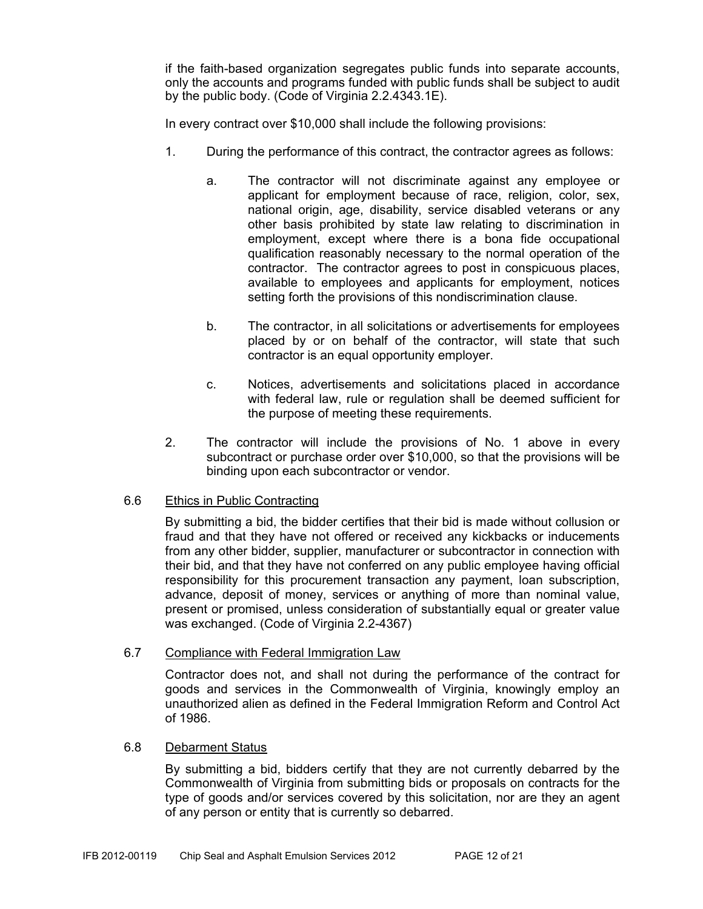if the faith-based organization segregates public funds into separate accounts, only the accounts and programs funded with public funds shall be subject to audit by the public body. (Code of Virginia 2.2.4343.1E).

In every contract over $10,000 shall include the following provisions:

1. During the performance of this contract, the contractor agrees as follows:

   a. The contractor will not discriminate against any employee or applicant for employment because of race, religion, color, sex, national origin, age, disability, service disabled veterans or any other basis prohibited by state law relating to discrimination in employment, except where there is a bona fide occupational qualification reasonably necessary to the normal operation of the contractor. The contractor agrees to post in conspicuous places, available to employees and applicants for employment, notices setting forth the provisions of this nondiscrimination clause.

   b. The contractor, in all solicitations or advertisements for employees placed by or on behalf of the contractor, will state that such contractor is an equal opportunity employer.

   c. Notices, advertisements and solicitations placed in accordance with federal law, rule or regulation shall be deemed sufficient for the purpose of meeting these requirements.

2. The contractor will include the provisions of No. 1 above in every subcontract or purchase order over $10,000, so that the provisions will be binding upon each subcontractor or vendor.

### 6.6 Ethics in Public Contracting

By submitting a bid, the bidder certifies that their bid is made without collusion or fraud and that they have not offered or received any kickbacks or inducements from any other bidder, supplier, manufacturer or subcontractor in connection with their bid, and that they have not conferred on any public employee having official responsibility for this procurement transaction any payment, loan subscription, advance, deposit of money, services or anything of more than nominal value, present or promised, unless consideration of substantially equal or greater value was exchanged. (Code of Virginia 2.2-4367)

### 6.7 Compliance with Federal Immigration Law

Contractor does not, and shall not during the performance of the contract for goods and services in the Commonwealth of Virginia, knowingly employ an unauthorized alien as defined in the Federal Immigration Reform and Control Act of 1986.

### 6.8 Debarment Status

By submitting a bid, bidders certify that they are not currently debarred by the Commonwealth of Virginia from submitting bids or proposals on contracts for the type of goods and/or services covered by this solicitation, nor are they an agent of any person or entity that is currently so debarred.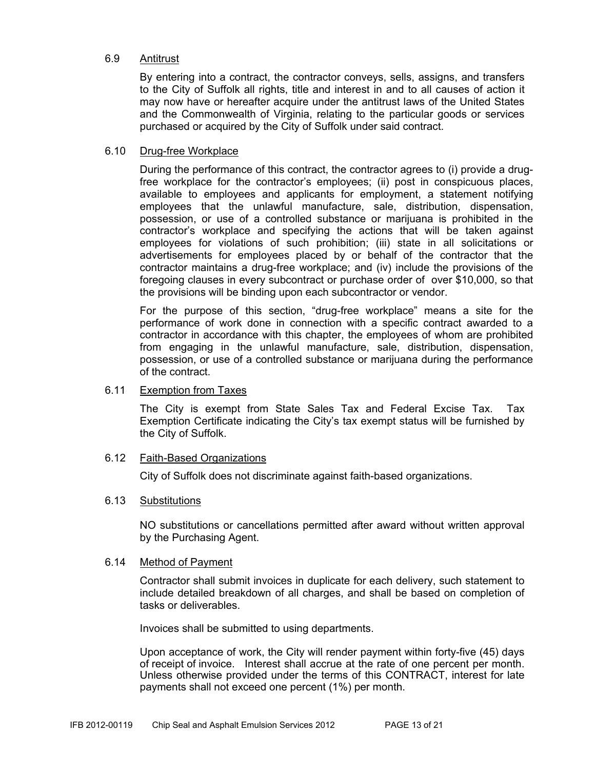### 6.9 Antitrust

By entering into a contract, the contractor conveys, sells, assigns, and transfers to the City of Suffolk all rights, title and interest in and to all causes of action it may now have or hereafter acquire under the antitrust laws of the United States and the Commonwealth of Virginia, relating to the particular goods or services purchased or acquired by the City of Suffolk under said contract.

### 6.10 Drug-free Workplace

During the performance of this contract, the contractor agrees to (i) provide a drug-free workplace for the contractor's employees; (ii) post in conspicuous places, available to employees and applicants for employment, a statement notifying employees that the unlawful manufacture, sale, distribution, dispensation, possession, or use of a controlled substance or marijuana is prohibited in the contractor's workplace and specifying the actions that will be taken against employees for violations of such prohibition; (iii) state in all solicitations or advertisements for employees placed by or behalf of the contractor that the contractor maintains a drug-free workplace; and (iv) include the provisions of the foregoing clauses in every subcontract or purchase order of over $10,000, so that the provisions will be binding upon each subcontractor or vendor.

For the purpose of this section, "drug-free workplace" means a site for the performance of work done in connection with a specific contract awarded to a contractor in accordance with this chapter, the employees of whom are prohibited from engaging in the unlawful manufacture, sale, distribution, dispensation, possession, or use of a controlled substance or marijuana during the performance of the contract.

### 6.11 Exemption from Taxes

The City is exempt from State Sales Tax and Federal Excise Tax. Tax Exemption Certificate indicating the City's tax exempt status will be furnished by the City of Suffolk.

### 6.12 Faith-Based Organizations

City of Suffolk does not discriminate against faith-based organizations.

### 6.13 Substitutions

NO substitutions or cancellations permitted after award without written approval by the Purchasing Agent.

### 6.14 Method of Payment

Contractor shall submit invoices in duplicate for each delivery, such statement to include detailed breakdown of all charges, and shall be based on completion of tasks or deliverables.

Invoices shall be submitted to using departments.

Upon acceptance of work, the City will render payment within forty-five (45) days of receipt of invoice. Interest shall accrue at the rate of one percent per month. Unless otherwise provided under the terms of this CONTRACT, interest for late payments shall not exceed one percent (1%) per month.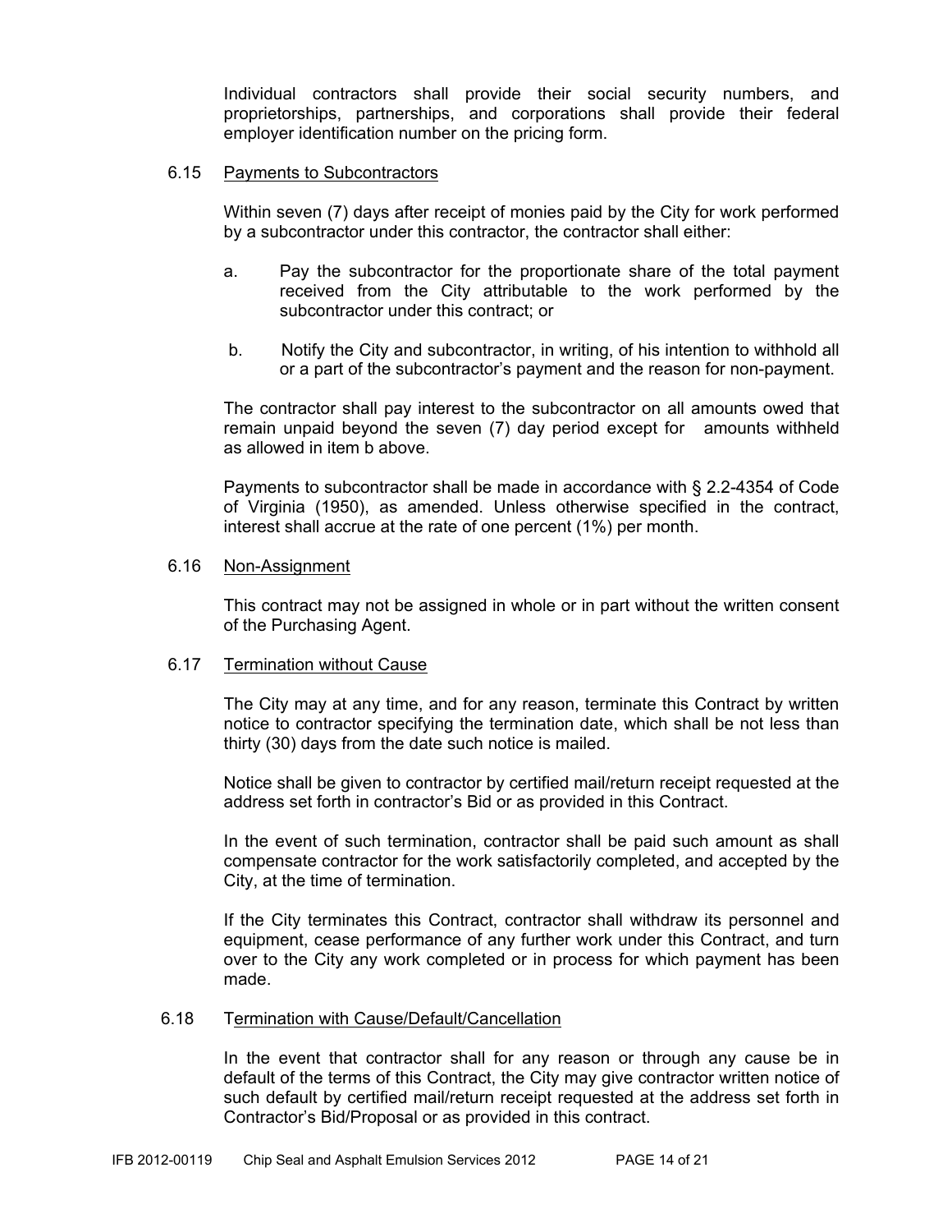Individual contractors shall provide their social security numbers, and proprietorships, partnerships, and corporations shall provide their federal employer identification number on the pricing form.

### 6.15 Payments to Subcontractors

Within seven (7) days after receipt of monies paid by the City for work performed by a subcontractor under this contractor, the contractor shall either:

a. Pay the subcontractor for the proportionate share of the total payment received from the City attributable to the work performed by the subcontractor under this contract; or

b. Notify the City and subcontractor, in writing, of his intention to withhold all or a part of the subcontractor's payment and the reason for non-payment.

The contractor shall pay interest to the subcontractor on all amounts owed that remain unpaid beyond the seven (7) day period except for amounts withheld as allowed in item b above.

Payments to subcontractor shall be made in accordance with § 2.2-4354 of Code of Virginia (1950), as amended. Unless otherwise specified in the contract, interest shall accrue at the rate of one percent (1%) per month.

### 6.16 Non-Assignment

This contract may not be assigned in whole or in part without the written consent of the Purchasing Agent.

### 6.17 Termination without Cause

The City may at any time, and for any reason, terminate this Contract by written notice to contractor specifying the termination date, which shall be not less than thirty (30) days from the date such notice is mailed.

Notice shall be given to contractor by certified mail/return receipt requested at the address set forth in contractor's Bid or as provided in this Contract.

In the event of such termination, contractor shall be paid such amount as shall compensate contractor for the work satisfactorily completed, and accepted by the City, at the time of termination.

If the City terminates this Contract, contractor shall withdraw its personnel and equipment, cease performance of any further work under this Contract, and turn over to the City any work completed or in process for which payment has been made.

### 6.18 Termination with Cause/Default/Cancellation

In the event that contractor shall for any reason or through any cause be in default of the terms of this Contract, the City may give contractor written notice of such default by certified mail/return receipt requested at the address set forth in Contractor's Bid/Proposal or as provided in this contract.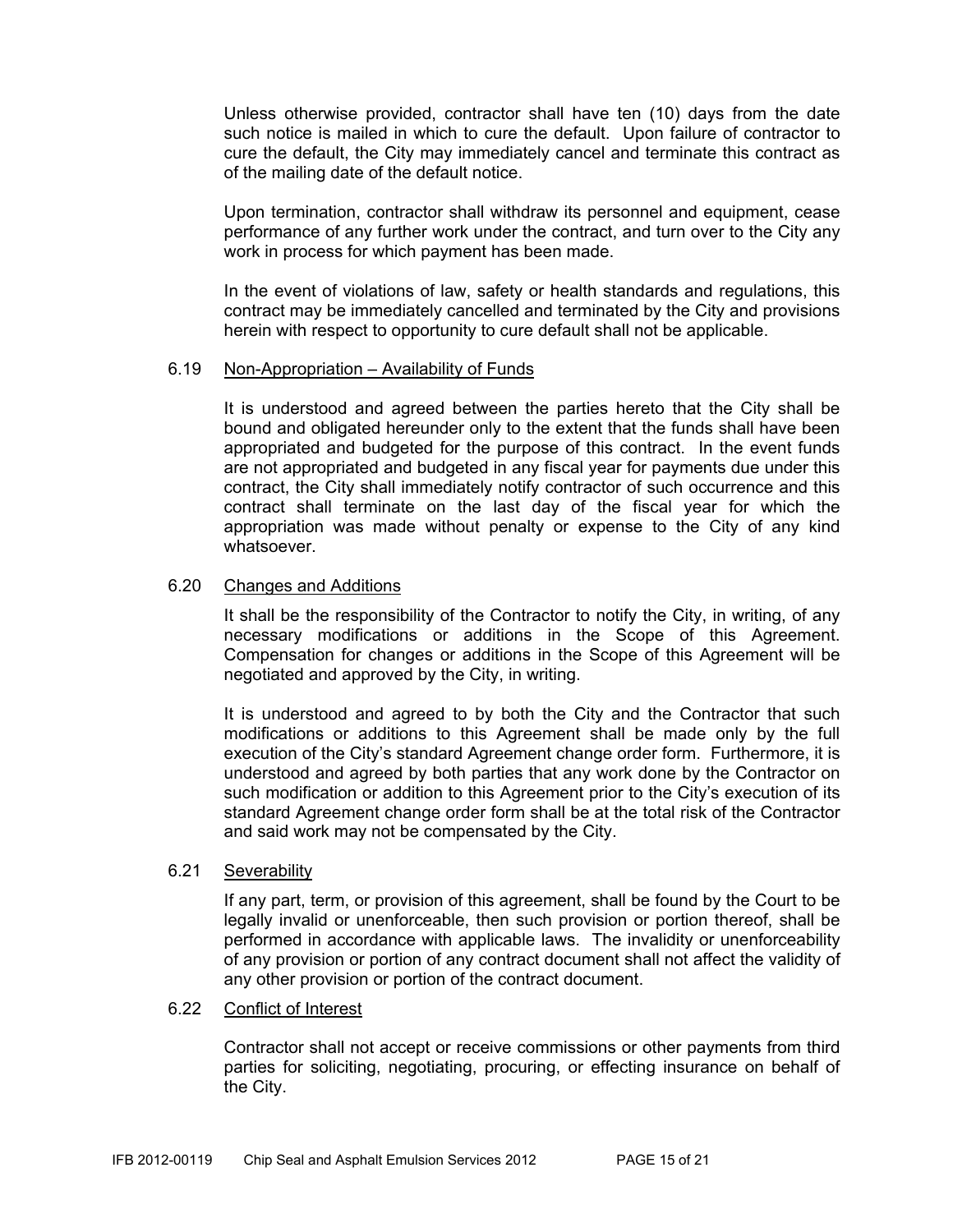Unless otherwise provided, contractor shall have ten (10) days from the date such notice is mailed in which to cure the default. Upon failure of contractor to cure the default, the City may immediately cancel and terminate this contract as of the mailing date of the default notice.

Upon termination, contractor shall withdraw its personnel and equipment, cease performance of any further work under the contract, and turn over to the City any work in process for which payment has been made.

In the event of violations of law, safety or health standards and regulations, this contract may be immediately cancelled and terminated by the City and provisions herein with respect to opportunity to cure default shall not be applicable.

### 6.19 Non-Appropriation – Availability of Funds

It is understood and agreed between the parties hereto that the City shall be bound and obligated hereunder only to the extent that the funds shall have been appropriated and budgeted for the purpose of this contract. In the event funds are not appropriated and budgeted in any fiscal year for payments due under this contract, the City shall immediately notify contractor of such occurrence and this contract shall terminate on the last day of the fiscal year for which the appropriation was made without penalty or expense to the City of any kind whatsoever.

### 6.20 Changes and Additions

It shall be the responsibility of the Contractor to notify the City, in writing, of any necessary modifications or additions in the Scope of this Agreement. Compensation for changes or additions in the Scope of this Agreement will be negotiated and approved by the City, in writing.

It is understood and agreed to by both the City and the Contractor that such modifications or additions to this Agreement shall be made only by the full execution of the City's standard Agreement change order form. Furthermore, it is understood and agreed by both parties that any work done by the Contractor on such modification or addition to this Agreement prior to the City's execution of its standard Agreement change order form shall be at the total risk of the Contractor and said work may not be compensated by the City.

### 6.21 Severability

If any part, term, or provision of this agreement, shall be found by the Court to be legally invalid or unenforceable, then such provision or portion thereof, shall be performed in accordance with applicable laws. The invalidity or unenforceability of any provision or portion of any contract document shall not affect the validity of any other provision or portion of the contract document.

### 6.22 Conflict of Interest

Contractor shall not accept or receive commissions or other payments from third parties for soliciting, negotiating, procuring, or effecting insurance on behalf of the City.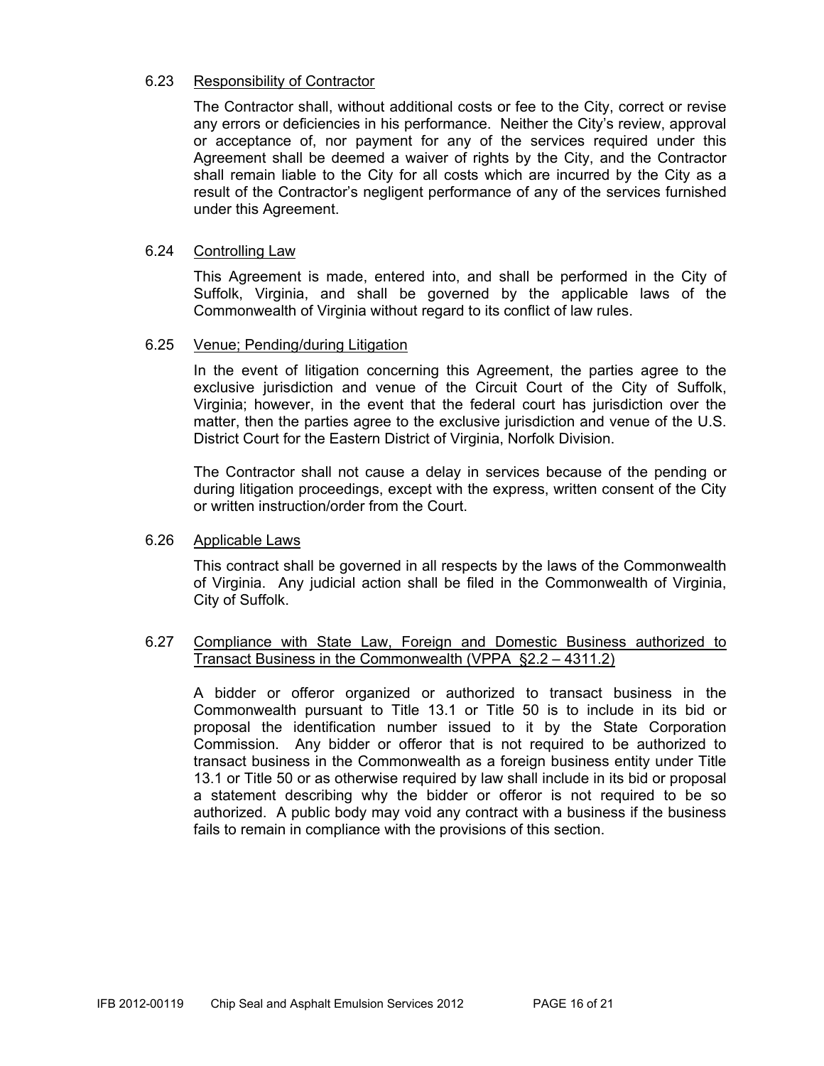### 6.23 Responsibility of Contractor

The Contractor shall, without additional costs or fee to the City, correct or revise any errors or deficiencies in his performance. Neither the City's review, approval or acceptance of, nor payment for any of the services required under this Agreement shall be deemed a waiver of rights by the City, and the Contractor shall remain liable to the City for all costs which are incurred by the City as a result of the Contractor's negligent performance of any of the services furnished under this Agreement.

### 6.24 Controlling Law

This Agreement is made, entered into, and shall be performed in the City of Suffolk, Virginia, and shall be governed by the applicable laws of the Commonwealth of Virginia without regard to its conflict of law rules.

### 6.25 Venue; Pending/during Litigation

In the event of litigation concerning this Agreement, the parties agree to the exclusive jurisdiction and venue of the Circuit Court of the City of Suffolk, Virginia; however, in the event that the federal court has jurisdiction over the matter, then the parties agree to the exclusive jurisdiction and venue of the U.S. District Court for the Eastern District of Virginia, Norfolk Division.

The Contractor shall not cause a delay in services because of the pending or during litigation proceedings, except with the express, written consent of the City or written instruction/order from the Court.

### 6.26 Applicable Laws

This contract shall be governed in all respects by the laws of the Commonwealth of Virginia. Any judicial action shall be filed in the Commonwealth of Virginia, City of Suffolk.

### 6.27 Compliance with State Law, Foreign and Domestic Business authorized to Transact Business in the Commonwealth (VPPA §2.2 – 4311.2)

A bidder or offeror organized or authorized to transact business in the Commonwealth pursuant to Title 13.1 or Title 50 is to include in its bid or proposal the identification number issued to it by the State Corporation Commission. Any bidder or offeror that is not required to be authorized to transact business in the Commonwealth as a foreign business entity under Title 13.1 or Title 50 or as otherwise required by law shall include in its bid or proposal a statement describing why the bidder or offeror is not required to be so authorized. A public body may void any contract with a business if the business fails to remain in compliance with the provisions of this section.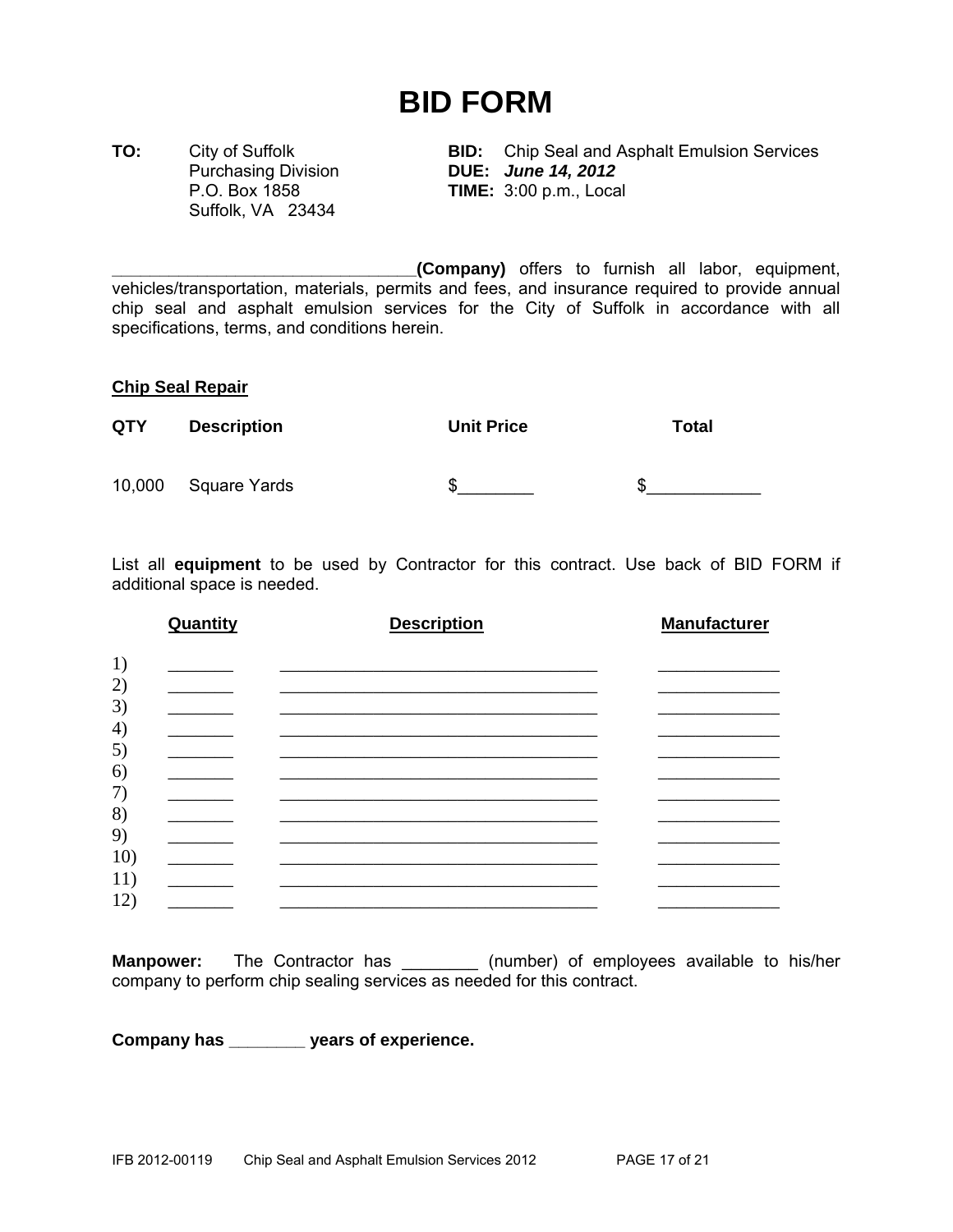# BID FORM

| | | | |
|---|---|---|---|
| **TO:** | City of Suffolk<br>Purchasing Division<br>P.O. Box 1858<br>Suffolk, VA 23434 | **BID:**<br>**DUE:**<br>**TIME:** | Chip Seal and Asphalt Emulsion Services<br>***June 14, 2012***<br>3:00 p.m., Local |

________________________________**(Company)** offers to furnish all labor, equipment, vehicles/transportation, materials, permits and fees, and insurance required to provide annual chip seal and asphalt emulsion services for the City of Suffolk in accordance with all specifications, terms, and conditions herein.

**Chip Seal Repair**

| **QTY** | **Description** | **Unit Price** | **Total** |
|---|---|---|---|
| 10,000 | Square Yards | $________ | $____________ |

List all **equipment** to be used by Contractor for this contract. Use back of BID FORM if additional space is needed.

| | **Quantity** | **Description** | **Manufacturer** |
|---|---|---|---|
| 1) | _______ | ___________________________________ | _____________ |
| 2) | _______ | ___________________________________ | _____________ |
| 3) | _______ | ___________________________________ | _____________ |
| 4) | _______ | ___________________________________ | _____________ |
| 5) | _______ | ___________________________________ | _____________ |
| 6) | _______ | ___________________________________ | _____________ |
| 7) | _______ | ___________________________________ | _____________ |
| 8) | _______ | ___________________________________ | _____________ |
| 9) | _______ | ___________________________________ | _____________ |
| 10) | _______ | ___________________________________ | _____________ |
| 11) | _______ | ___________________________________ | _____________ |
| 12) | _______ | ___________________________________ | _____________ |

**Manpower:** The Contractor has ________ (number) of employees available to his/her company to perform chip sealing services as needed for this contract.

**Company has ________ years of experience.**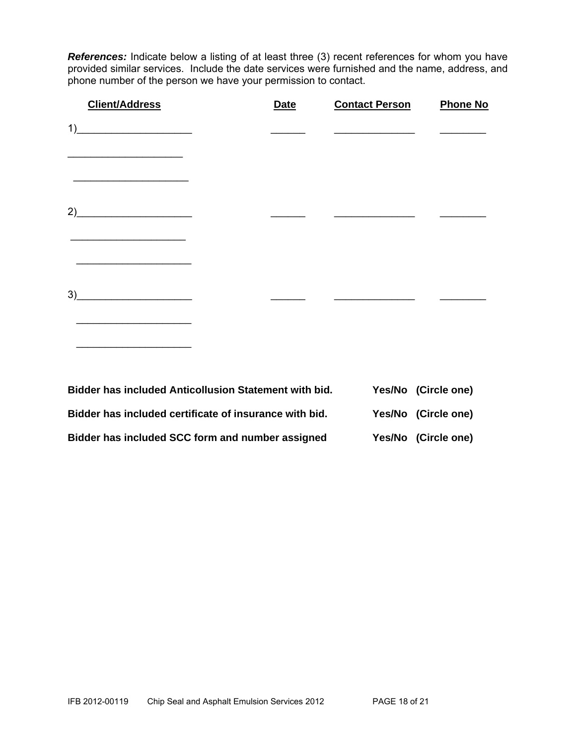***References:*** Indicate below a listing of at least three (3) recent references for whom you have provided similar services. Include the date services were furnished and the name, address, and phone number of the person we have your permission to contact.

| Client/Address | Date | Contact Person | Phone No |
|---|---|---|---|
| 1)____________________ | ______ | ______________ | ________ |
| ____________________ | | | |
| ____________________ | | | |
| 2)____________________ | ______ | ______________ | ________ |
| ____________________ | | | |
| ____________________ | | | |
| 3)____________________ | ______ | ______________ | ________ |
| ____________________ | | | |
| ____________________ | | | |

**Bidder has included Anticollusion Statement with bid.** **Yes/No (Circle one)**

**Bidder has included certificate of insurance with bid.** **Yes/No (Circle one)**

**Bidder has included SCC form and number assigned** **Yes/No (Circle one)**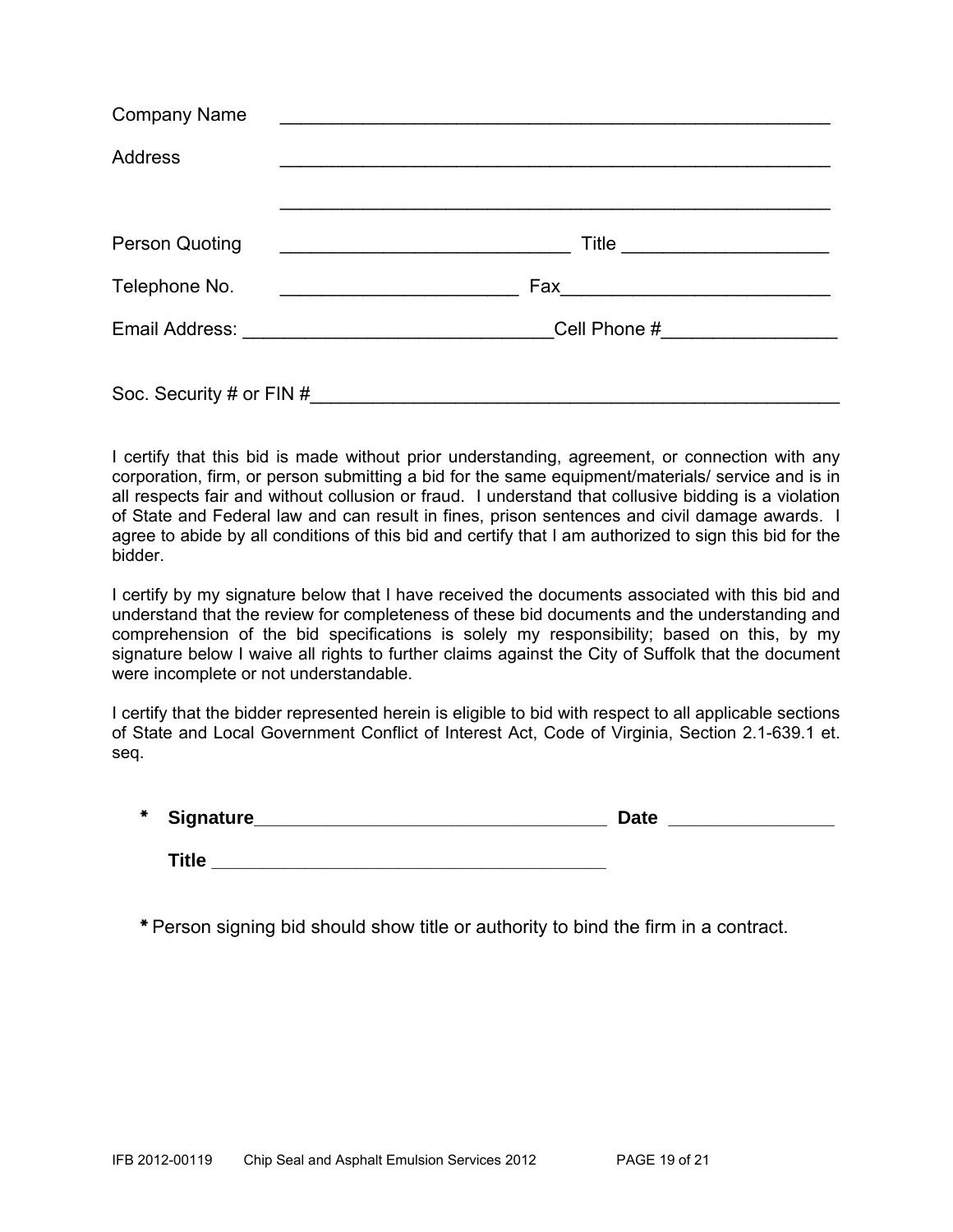Company Name ________________________________________________

Address ________________________________________________

________________________________________________

Person Quoting ______________________________ Title ____________________

Telephone No. ________________________ Fax__________________________

Email Address: ______________________________Cell Phone #_________________

Soc. Security # or FIN #____________________________________________________

I certify that this bid is made without prior understanding, agreement, or connection with any corporation, firm, or person submitting a bid for the same equipment/materials/ service and is in all respects fair and without collusion or fraud. I understand that collusive bidding is a violation of State and Federal law and can result in fines, prison sentences and civil damage awards. I agree to abide by all conditions of this bid and certify that I am authorized to sign this bid for the bidder.

I certify by my signature below that I have received the documents associated with this bid and understand that the review for completeness of these bid documents and the understanding and comprehension of the bid specifications is solely my responsibility; based on this, by my signature below I waive all rights to further claims against the City of Suffolk that the document were incomplete or not understandable.

I certify that the bidder represented herein is eligible to bid with respect to all applicable sections of State and Local Government Conflict of Interest Act, Code of Virginia, Section 2.1-639.1 et. seq.

\* **Signature**__________________________________ **Date** ________________

**Title** _______________________________________

\* Person signing bid should show title or authority to bind the firm in a contract.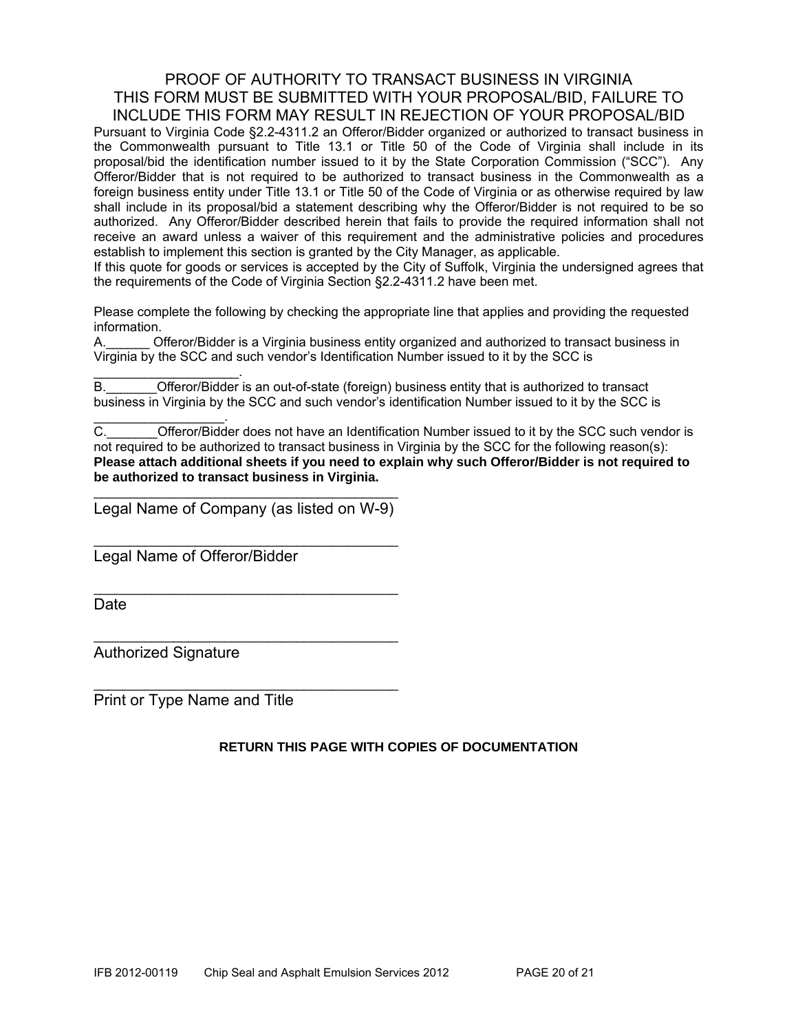# PROOF OF AUTHORITY TO TRANSACT BUSINESS IN VIRGINIA
# THIS FORM MUST BE SUBMITTED WITH YOUR PROPOSAL/BID, FAILURE TO INCLUDE THIS FORM MAY RESULT IN REJECTION OF YOUR PROPOSAL/BID

Pursuant to Virginia Code §2.2-4311.2 an Offeror/Bidder organized or authorized to transact business in the Commonwealth pursuant to Title 13.1 or Title 50 of the Code of Virginia shall include in its proposal/bid the identification number issued to it by the State Corporation Commission ("SCC"). Any Offeror/Bidder that is not required to be authorized to transact business in the Commonwealth as a foreign business entity under Title 13.1 or Title 50 of the Code of Virginia or as otherwise required by law shall include in its proposal/bid a statement describing why the Offeror/Bidder is not required to be so authorized. Any Offeror/Bidder described herein that fails to provide the required information shall not receive an award unless a waiver of this requirement and the administrative policies and procedures establish to implement this section is granted by the City Manager, as applicable.

If this quote for goods or services is accepted by the City of Suffolk, Virginia the undersigned agrees that the requirements of the Code of Virginia Section §2.2-4311.2 have been met.

Please complete the following by checking the appropriate line that applies and providing the requested information.

A.______ Offeror/Bidder is a Virginia business entity organized and authorized to transact business in Virginia by the SCC and such vendor's Identification Number issued to it by the SCC is ___________________.

B._______Offeror/Bidder is an out-of-state (foreign) business entity that is authorized to transact business in Virginia by the SCC and such vendor's identification Number issued to it by the SCC is _________________.

C._______Offeror/Bidder does not have an Identification Number issued to it by the SCC such vendor is not required to be authorized to transact business in Virginia by the SCC for the following reason(s):
**Please attach additional sheets if you need to explain why such Offeror/Bidder is not required to be authorized to transact business in Virginia.**

_____________________________________
Legal Name of Company (as listed on W-9)

_____________________________________
Legal Name of Offeror/Bidder

_____________________________________
Date

_____________________________________
Authorized Signature

_____________________________________
Print or Type Name and Title

**RETURN THIS PAGE WITH COPIES OF DOCUMENTATION**

IFB 2012-00119 Chip Seal and Asphalt Emulsion Services 2012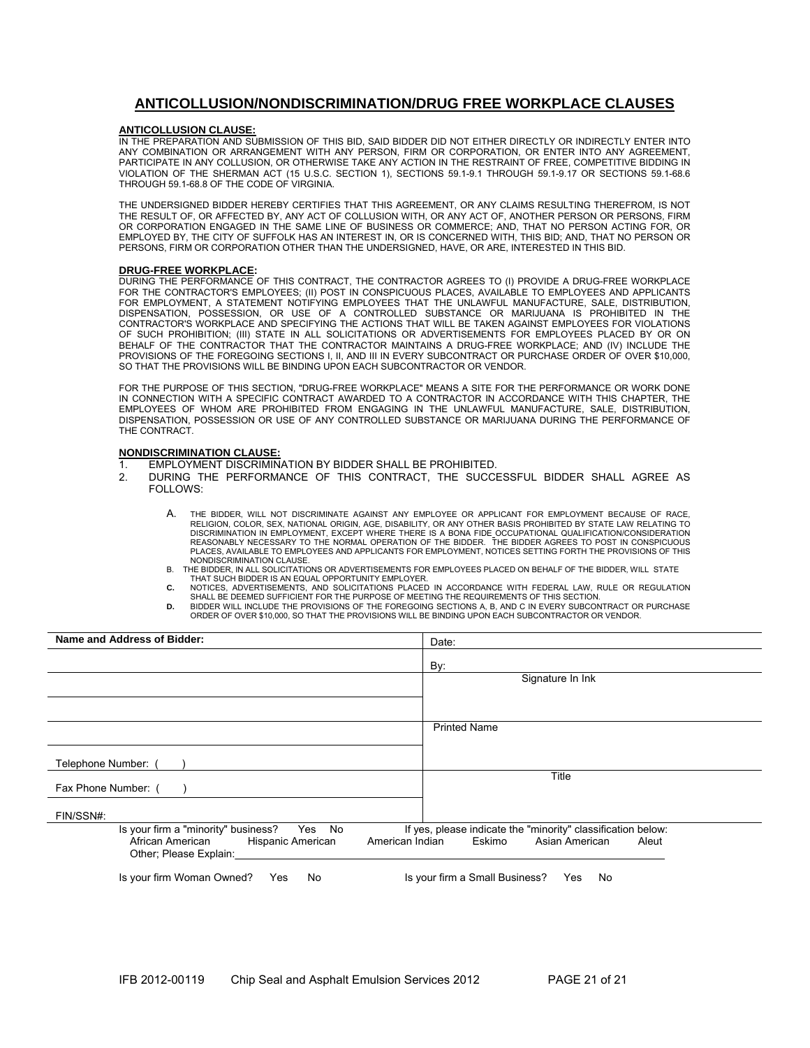# ANTICOLLUSION/NONDISCRIMINATION/DRUG FREE WORKPLACE CLAUSES

**ANTICOLLUSION CLAUSE:**

IN THE PREPARATION AND SUBMISSION OF THIS BID, SAID BIDDER DID NOT EITHER DIRECTLY OR INDIRECTLY ENTER INTO ANY COMBINATION OR ARRANGEMENT WITH ANY PERSON, FIRM OR CORPORATION, OR ENTER INTO ANY AGREEMENT, PARTICIPATE IN ANY COLLUSION, OR OTHERWISE TAKE ANY ACTION IN THE RESTRAINT OF FREE, COMPETITIVE BIDDING IN VIOLATION OF THE SHERMAN ACT (15 U.S.C. SECTION 1), SECTIONS 59.1-9.1 THROUGH 59.1-9.17 OR SECTIONS 59.1-68.6 THROUGH 59.1-68.8 OF THE CODE OF VIRGINIA.

THE UNDERSIGNED BIDDER HEREBY CERTIFIES THAT THIS AGREEMENT, OR ANY CLAIMS RESULTING THEREFROM, IS NOT THE RESULT OF, OR AFFECTED BY, ANY ACT OF COLLUSION WITH, OR ANY ACT OF, ANOTHER PERSON OR PERSONS, FIRM OR CORPORATION ENGAGED IN THE SAME LINE OF BUSINESS OR COMMERCE; AND, THAT NO PERSON ACTING FOR, OR EMPLOYED BY, THE CITY OF SUFFOLK HAS AN INTEREST IN, OR IS CONCERNED WITH, THIS BID; AND, THAT NO PERSON OR PERSONS, FIRM OR CORPORATION OTHER THAN THE UNDERSIGNED, HAVE, OR ARE, INTERESTED IN THIS BID.

**DRUG-FREE WORKPLACE:**

DURING THE PERFORMANCE OF THIS CONTRACT, THE CONTRACTOR AGREES TO (I) PROVIDE A DRUG-FREE WORKPLACE FOR THE CONTRACTOR'S EMPLOYEES; (II) POST IN CONSPICUOUS PLACES, AVAILABLE TO EMPLOYEES AND APPLICANTS FOR EMPLOYMENT, A STATEMENT NOTIFYING EMPLOYEES THAT THE UNLAWFUL MANUFACTURE, SALE, DISTRIBUTION, DISPENSATION, POSSESSION, OR USE OF A CONTROLLED SUBSTANCE OR MARIJUANA IS PROHIBITED IN THE CONTRACTOR'S WORKPLACE AND SPECIFYING THE ACTIONS THAT WILL BE TAKEN AGAINST EMPLOYEES FOR VIOLATIONS OF SUCH PROHIBITION; (III) STATE IN ALL SOLICITATIONS OR ADVERTISEMENTS FOR EMPLOYEES PLACED BY OR ON BEHALF OF THE CONTRACTOR THAT THE CONTRACTOR MAINTAINS A DRUG-FREE WORKPLACE; AND (IV) INCLUDE THE PROVISIONS OF THE FOREGOING SECTIONS I, II, AND III IN EVERY SUBCONTRACT OR PURCHASE ORDER OF OVER $10,000, SO THAT THE PROVISIONS WILL BE BINDING UPON EACH SUBCONTRACTOR OR VENDOR.

FOR THE PURPOSE OF THIS SECTION, "DRUG-FREE WORKPLACE" MEANS A SITE FOR THE PERFORMANCE OR WORK DONE IN CONNECTION WITH A SPECIFIC CONTRACT AWARDED TO A CONTRACTOR IN ACCORDANCE WITH THIS CHAPTER, THE EMPLOYEES OF WHOM ARE PROHIBITED FROM ENGAGING IN THE UNLAWFUL MANUFACTURE, SALE, DISTRIBUTION, DISPENSATION, POSSESSION OR USE OF ANY CONTROLLED SUBSTANCE OR MARIJUANA DURING THE PERFORMANCE OF THE CONTRACT.

**NONDISCRIMINATION CLAUSE:**

1. EMPLOYMENT DISCRIMINATION BY BIDDER SHALL BE PROHIBITED.
2. DURING THE PERFORMANCE OF THIS CONTRACT, THE SUCCESSFUL BIDDER SHALL AGREE AS FOLLOWS:

   A. THE BIDDER, WILL NOT DISCRIMINATE AGAINST ANY EMPLOYEE OR APPLICANT FOR EMPLOYMENT BECAUSE OF RACE, RELIGION, COLOR, SEX, NATIONAL ORIGIN, AGE, DISABILITY, OR ANY OTHER BASIS PROHIBITED BY STATE LAW RELATING TO DISCRIMINATION IN EMPLOYMENT, EXCEPT WHERE THERE IS A BONA FIDE OCCUPATIONAL QUALIFICATION/CONSIDERATION REASONABLY NECESSARY TO THE NORMAL OPERATION OF THE BIDDER. THE BIDDER AGREES TO POST IN CONSPICUOUS PLACES, AVAILABLE TO EMPLOYEES AND APPLICANTS FOR EMPLOYMENT, NOTICES SETTING FORTH THE PROVISIONS OF THIS NONDISCRIMINATION CLAUSE.

   B. THE BIDDER, IN ALL SOLICITATIONS OR ADVERTISEMENTS FOR EMPLOYEES PLACED ON BEHALF OF THE BIDDER, WILL STATE THAT SUCH BIDDER IS AN EQUAL OPPORTUNITY EMPLOYER.

   **C.** NOTICES, ADVERTISEMENTS, AND SOLICITATIONS PLACED IN ACCORDANCE WITH FEDERAL LAW, RULE OR REGULATION SHALL BE DEEMED SUFFICIENT FOR THE PURPOSE OF MEETING THE REQUIREMENTS OF THIS SECTION.

   **D.** BIDDER WILL INCLUDE THE PROVISIONS OF THE FOREGOING SECTIONS A, B, AND C IN EVERY SUBCONTRACT OR PURCHASE ORDER OF OVER $10,000, SO THAT THE PROVISIONS WILL BE BINDING UPON EACH SUBCONTRACTOR OR VENDOR.

| **Name and Address of Bidder:** | Date: |
|---|---|
| | By: |
| | Signature In Ink |
| | Printed Name |
| Telephone Number: ( ) | |
| Fax Phone Number: ( ) | Title |
| FIN/SSN#: | |

Is your firm a "minority" business? Yes No

If yes, please indicate the "minority" classification below:

African American Hispanic American American Indian Eskimo Asian American Aleut

Other; Please Explain:

Is your firm Woman Owned? Yes No

Is your firm a Small Business? Yes No

IFB 2012-00119 Chip Seal and Asphalt Emulsion Services 2012